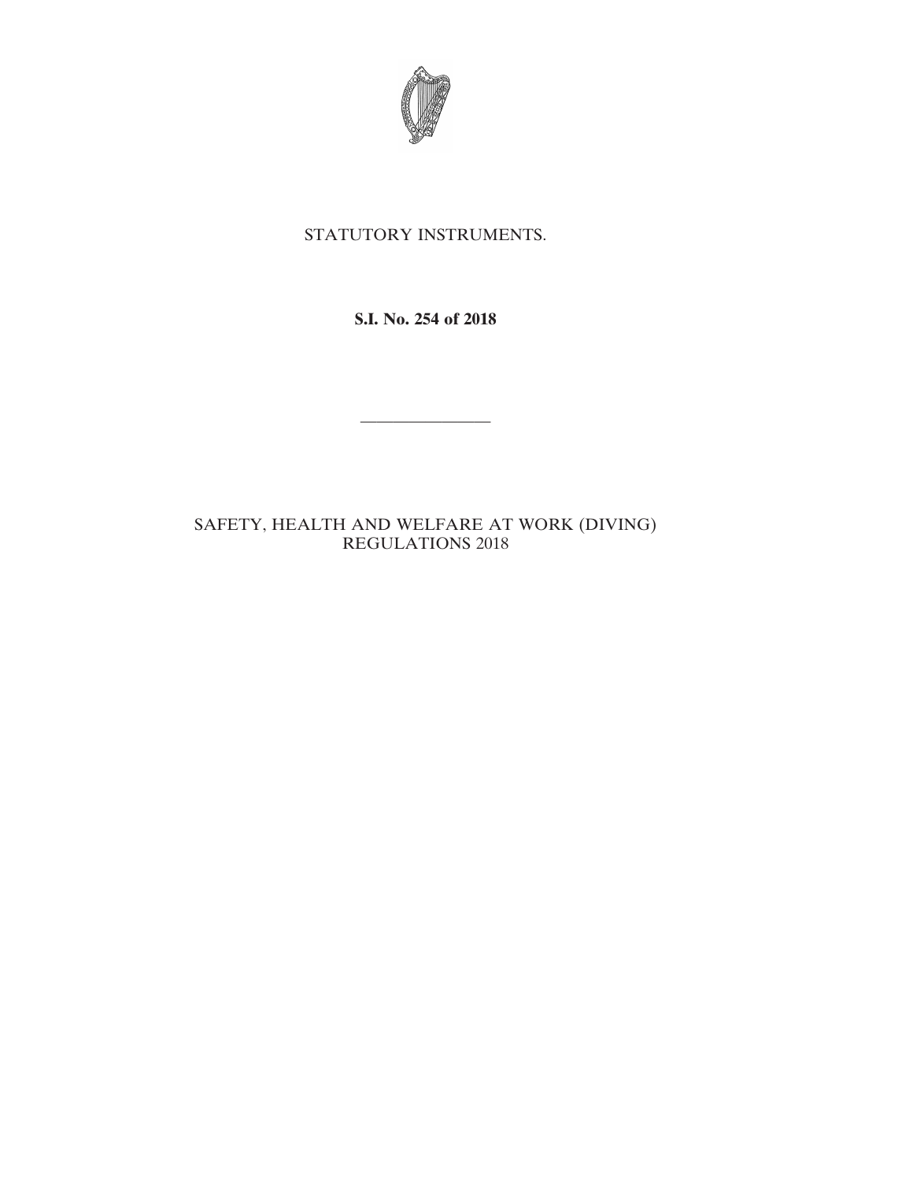STATUTORY INSTRUMENTS.

**S.I. No. 254 of 2018**

---

SAFETY, HEALTH AND WELFARE AT WORK (DIVING) REGULATIONS 2018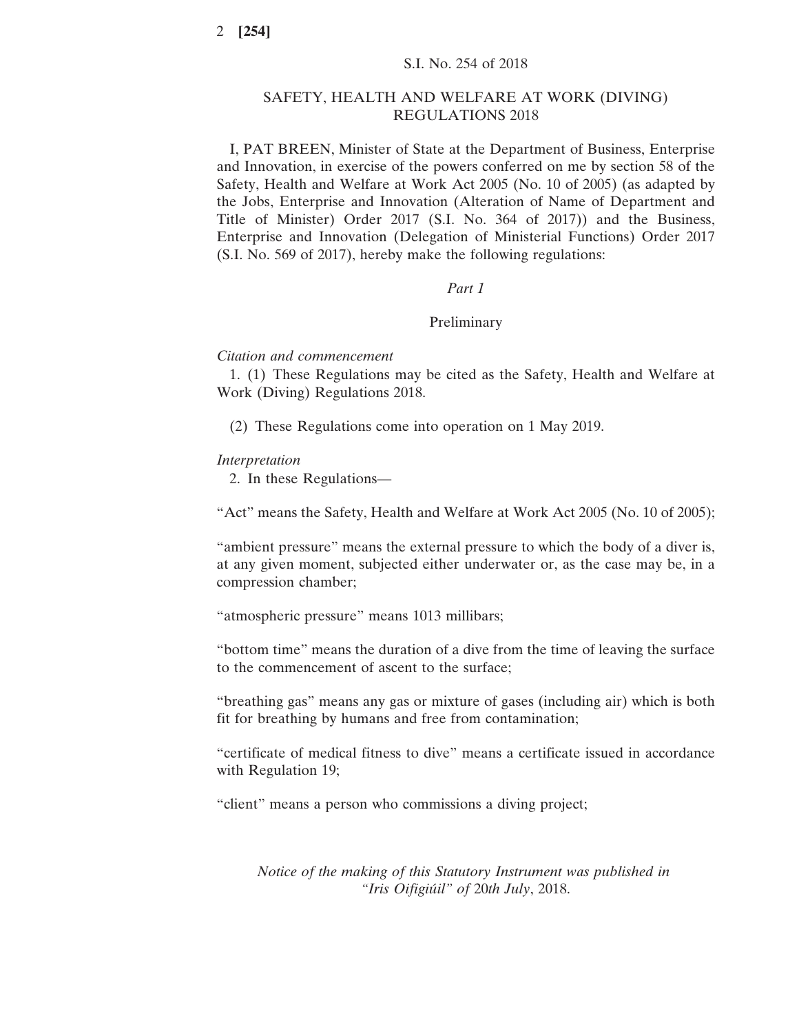S.I. No. 254 of 2018

# SAFETY, HEALTH AND WELFARE AT WORK (DIVING) REGULATIONS 2018

I, PAT BREEN, Minister of State at the Department of Business, Enterprise and Innovation, in exercise of the powers conferred on me by section 58 of the Safety, Health and Welfare at Work Act 2005 (No. 10 of 2005) (as adapted by the Jobs, Enterprise and Innovation (Alteration of Name of Department and Title of Minister) Order 2017 (S.I. No. 364 of 2017)) and the Business, Enterprise and Innovation (Delegation of Ministerial Functions) Order 2017 (S.I. No. 569 of 2017), hereby make the following regulations:

## *Part 1*

## Preliminary

*Citation and commencement*

1. (1) These Regulations may be cited as the Safety, Health and Welfare at Work (Diving) Regulations 2018.

(2) These Regulations come into operation on 1 May 2019.

*Interpretation*

2. In these Regulations—

"Act" means the Safety, Health and Welfare at Work Act 2005 (No. 10 of 2005);

"ambient pressure" means the external pressure to which the body of a diver is, at any given moment, subjected either underwater or, as the case may be, in a compression chamber;

"atmospheric pressure" means 1013 millibars;

"bottom time" means the duration of a dive from the time of leaving the surface to the commencement of ascent to the surface;

"breathing gas" means any gas or mixture of gases (including air) which is both fit for breathing by humans and free from contamination;

"certificate of medical fitness to dive" means a certificate issued in accordance with Regulation 19;

"client" means a person who commissions a diving project;

*Notice of the making of this Statutory Instrument was published in "Iris Oifigiúil" of 20th July, 2018.*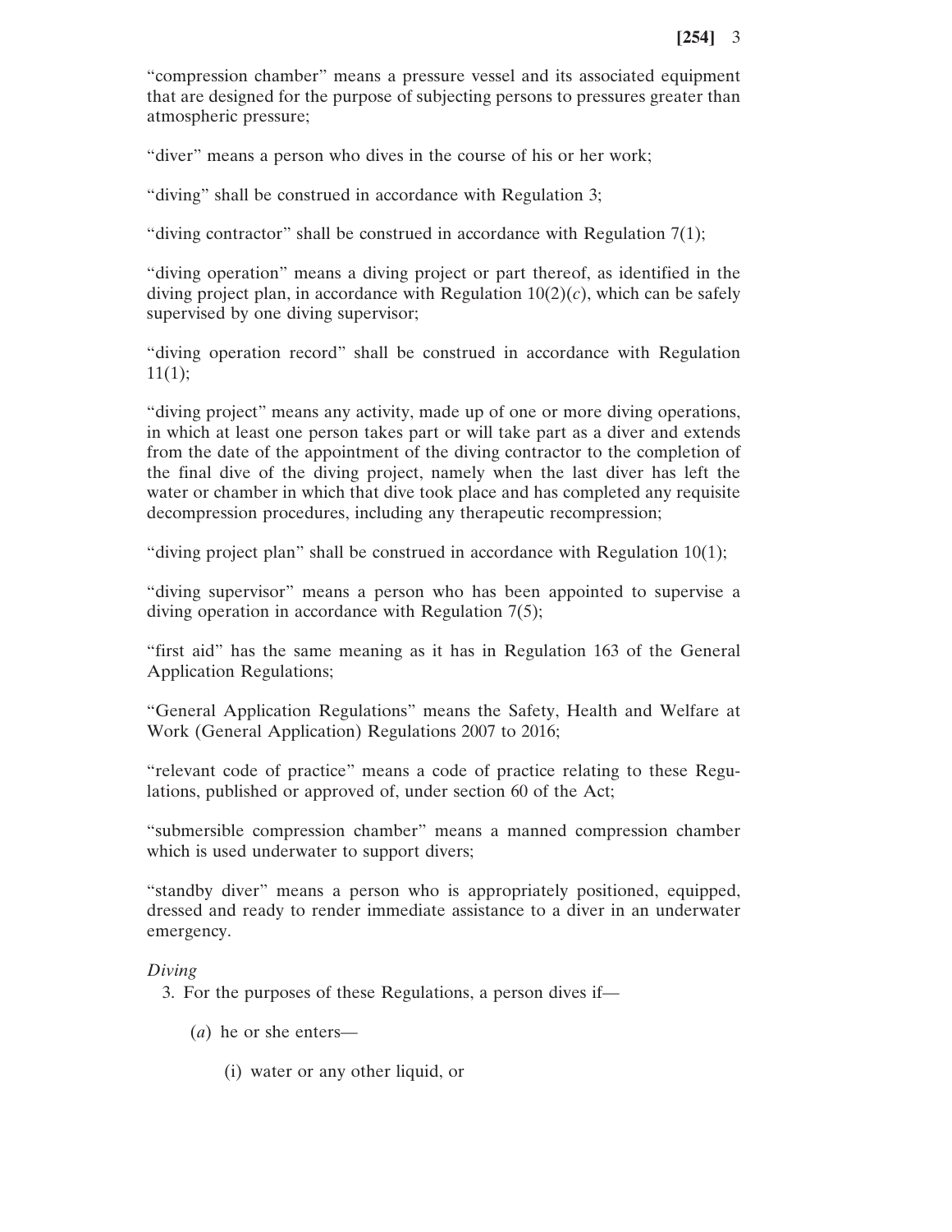"compression chamber" means a pressure vessel and its associated equipment that are designed for the purpose of subjecting persons to pressures greater than atmospheric pressure;

"diver" means a person who dives in the course of his or her work;

"diving" shall be construed in accordance with Regulation 3;

"diving contractor" shall be construed in accordance with Regulation 7(1);

"diving operation" means a diving project or part thereof, as identified in the diving project plan, in accordance with Regulation 10(2)(*c*), which can be safely supervised by one diving supervisor;

"diving operation record" shall be construed in accordance with Regulation 11(1);

"diving project" means any activity, made up of one or more diving operations, in which at least one person takes part or will take part as a diver and extends from the date of the appointment of the diving contractor to the completion of the final dive of the diving project, namely when the last diver has left the water or chamber in which that dive took place and has completed any requisite decompression procedures, including any therapeutic recompression;

"diving project plan" shall be construed in accordance with Regulation 10(1);

"diving supervisor" means a person who has been appointed to supervise a diving operation in accordance with Regulation 7(5);

"first aid" has the same meaning as it has in Regulation 163 of the General Application Regulations;

"General Application Regulations" means the Safety, Health and Welfare at Work (General Application) Regulations 2007 to 2016;

"relevant code of practice" means a code of practice relating to these Regulations, published or approved of, under section 60 of the Act;

"submersible compression chamber" means a manned compression chamber which is used underwater to support divers;

"standby diver" means a person who is appropriately positioned, equipped, dressed and ready to render immediate assistance to a diver in an underwater emergency.

*Diving*

3. For the purposes of these Regulations, a person dives if—

(*a*) he or she enters—

(i) water or any other liquid, or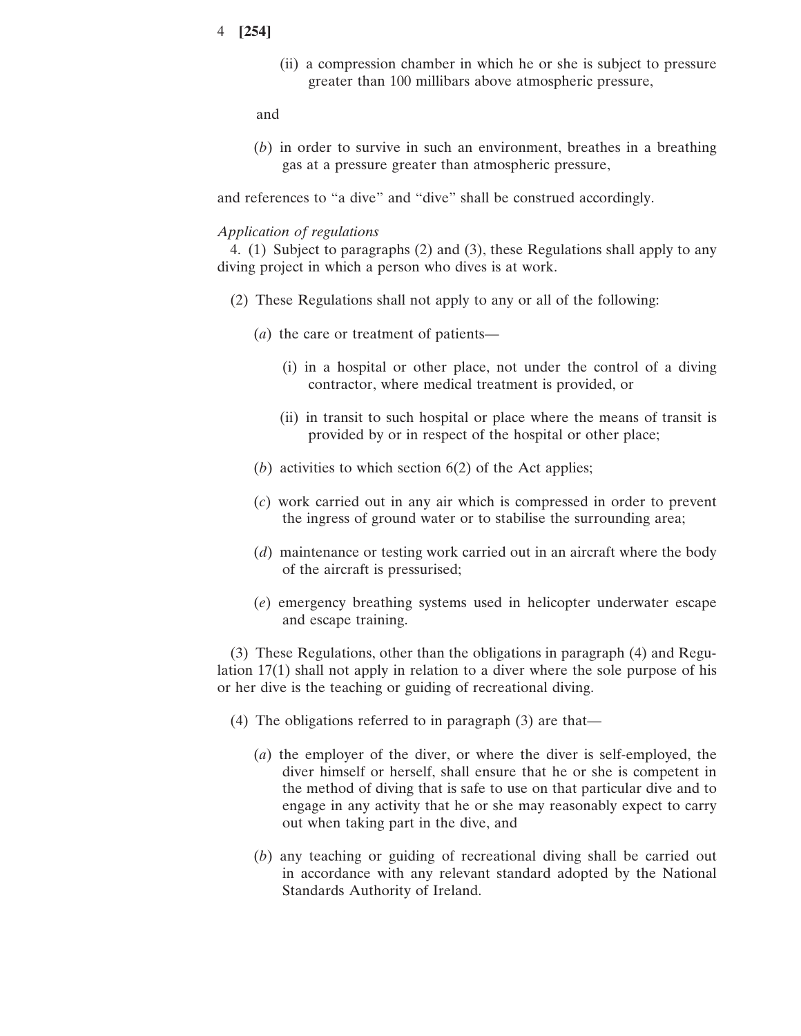(ii) a compression chamber in which he or she is subject to pressure greater than 100 millibars above atmospheric pressure,

and

(*b*) in order to survive in such an environment, breathes in a breathing gas at a pressure greater than atmospheric pressure,

and references to "a dive" and "dive" shall be construed accordingly.

*Application of regulations*

4. (1) Subject to paragraphs (2) and (3), these Regulations shall apply to any diving project in which a person who dives is at work.

(2) These Regulations shall not apply to any or all of the following:

(*a*) the care or treatment of patients—

(i) in a hospital or other place, not under the control of a diving contractor, where medical treatment is provided, or

(ii) in transit to such hospital or place where the means of transit is provided by or in respect of the hospital or other place;

(*b*) activities to which section 6(2) of the Act applies;

(*c*) work carried out in any air which is compressed in order to prevent the ingress of ground water or to stabilise the surrounding area;

(*d*) maintenance or testing work carried out in an aircraft where the body of the aircraft is pressurised;

(*e*) emergency breathing systems used in helicopter underwater escape and escape training.

(3) These Regulations, other than the obligations in paragraph (4) and Regulation 17(1) shall not apply in relation to a diver where the sole purpose of his or her dive is the teaching or guiding of recreational diving.

(4) The obligations referred to in paragraph (3) are that—

(*a*) the employer of the diver, or where the diver is self-employed, the diver himself or herself, shall ensure that he or she is competent in the method of diving that is safe to use on that particular dive and to engage in any activity that he or she may reasonably expect to carry out when taking part in the dive, and

(*b*) any teaching or guiding of recreational diving shall be carried out in accordance with any relevant standard adopted by the National Standards Authority of Ireland.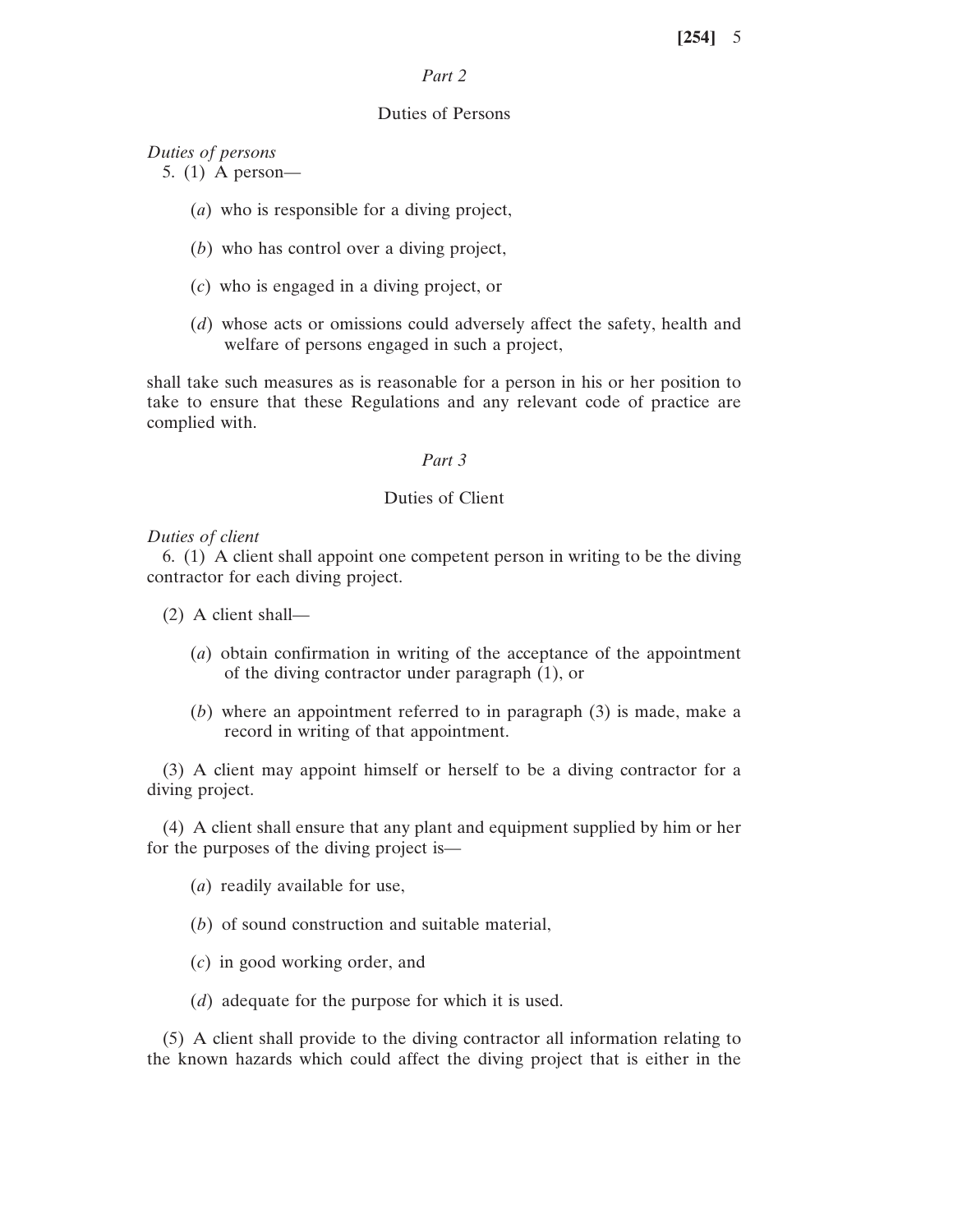## *Part 2*

## Duties of Persons

*Duties of persons*

5. (1) A person—

(*a*) who is responsible for a diving project,

(*b*) who has control over a diving project,

(*c*) who is engaged in a diving project, or

(*d*) whose acts or omissions could adversely affect the safety, health and welfare of persons engaged in such a project,

shall take such measures as is reasonable for a person in his or her position to take to ensure that these Regulations and any relevant code of practice are complied with.

## *Part 3*

## Duties of Client

*Duties of client*

6. (1) A client shall appoint one competent person in writing to be the diving contractor for each diving project.

(2) A client shall—

(*a*) obtain confirmation in writing of the acceptance of the appointment of the diving contractor under paragraph (1), or

(*b*) where an appointment referred to in paragraph (3) is made, make a record in writing of that appointment.

(3) A client may appoint himself or herself to be a diving contractor for a diving project.

(4) A client shall ensure that any plant and equipment supplied by him or her for the purposes of the diving project is—

(*a*) readily available for use,

(*b*) of sound construction and suitable material,

(*c*) in good working order, and

(*d*) adequate for the purpose for which it is used.

(5) A client shall provide to the diving contractor all information relating to the known hazards which could affect the diving project that is either in the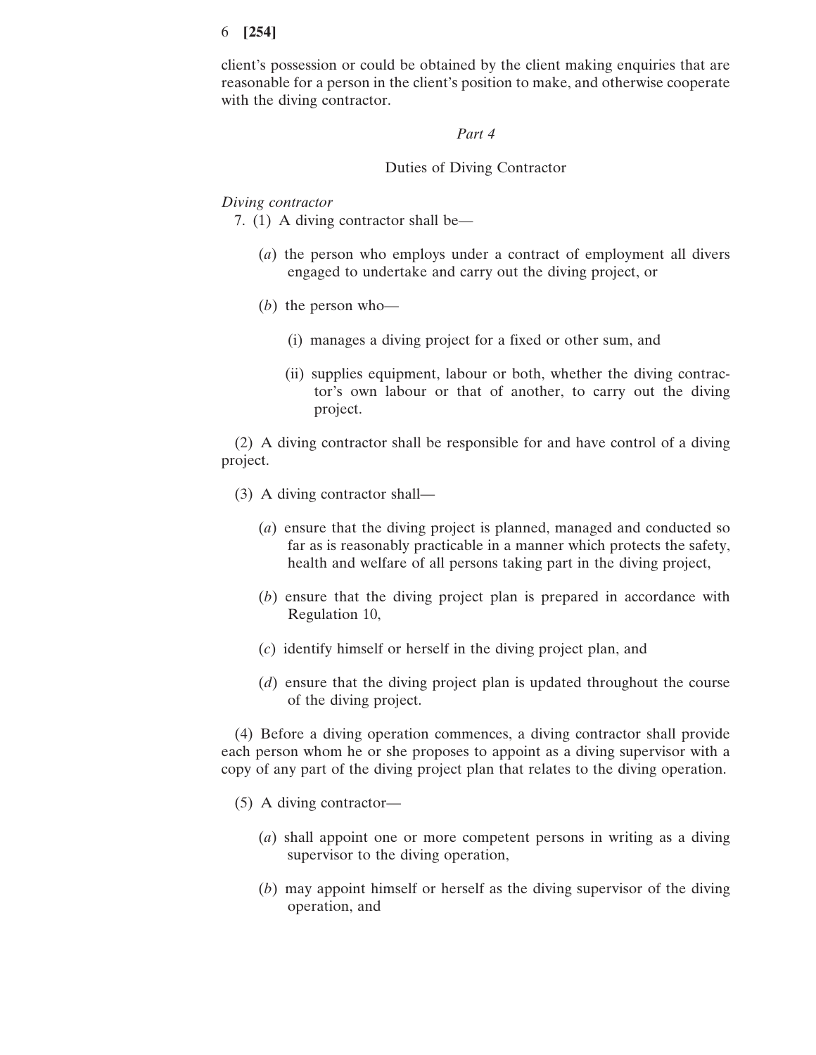client's possession or could be obtained by the client making enquiries that are reasonable for a person in the client's position to make, and otherwise cooperate with the diving contractor.

## *Part 4*

## Duties of Diving Contractor

*Diving contractor*

7. (1) A diving contractor shall be—

(*a*) the person who employs under a contract of employment all divers engaged to undertake and carry out the diving project, or

(*b*) the person who—

(i) manages a diving project for a fixed or other sum, and

(ii) supplies equipment, labour or both, whether the diving contractor's own labour or that of another, to carry out the diving project.

(2) A diving contractor shall be responsible for and have control of a diving project.

(3) A diving contractor shall—

(*a*) ensure that the diving project is planned, managed and conducted so far as is reasonably practicable in a manner which protects the safety, health and welfare of all persons taking part in the diving project,

(*b*) ensure that the diving project plan is prepared in accordance with Regulation 10,

(*c*) identify himself or herself in the diving project plan, and

(*d*) ensure that the diving project plan is updated throughout the course of the diving project.

(4) Before a diving operation commences, a diving contractor shall provide each person whom he or she proposes to appoint as a diving supervisor with a copy of any part of the diving project plan that relates to the diving operation.

(5) A diving contractor—

(*a*) shall appoint one or more competent persons in writing as a diving supervisor to the diving operation,

(*b*) may appoint himself or herself as the diving supervisor of the diving operation, and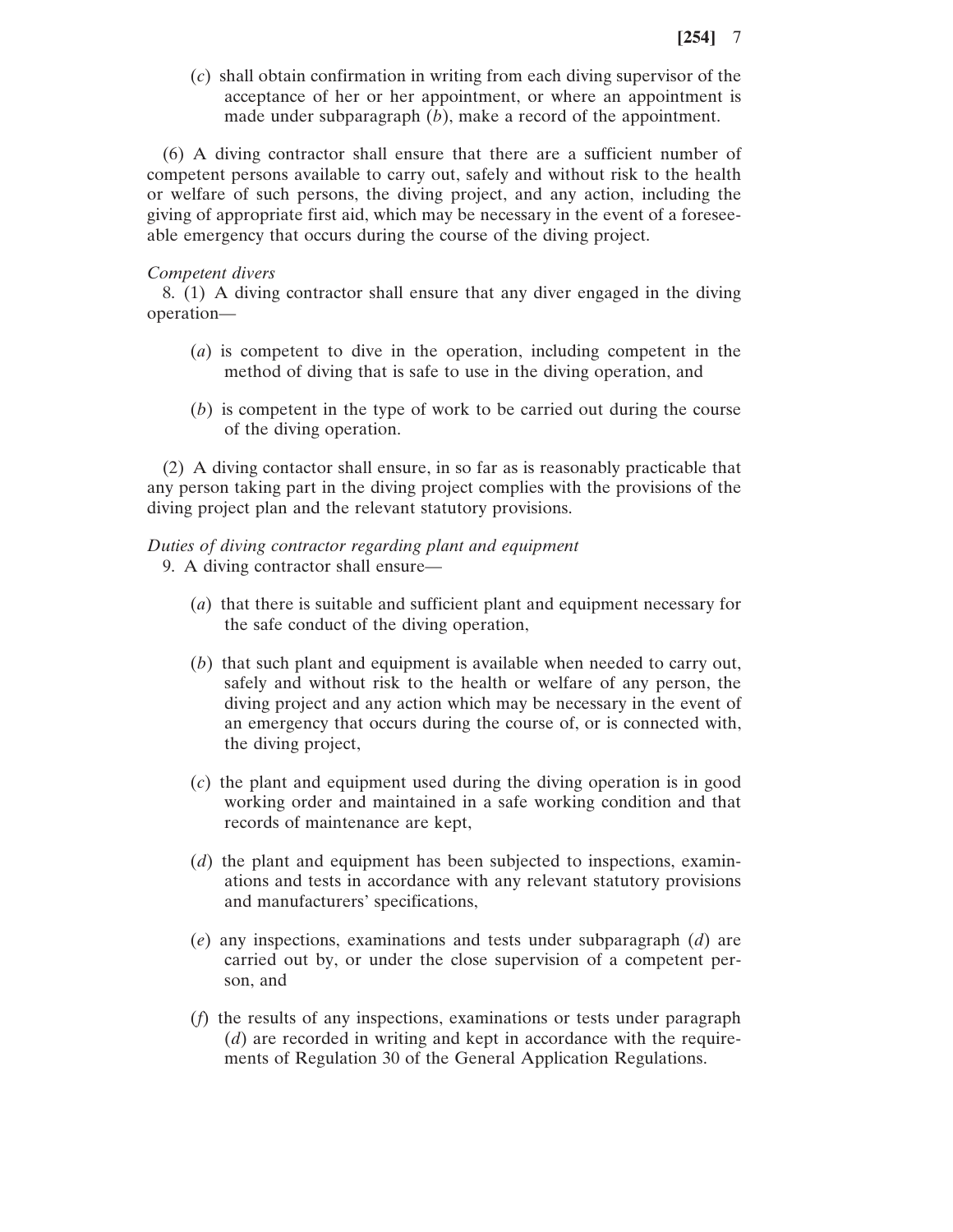(*c*) shall obtain confirmation in writing from each diving supervisor of the acceptance of her or her appointment, or where an appointment is made under subparagraph (*b*), make a record of the appointment.

(6) A diving contractor shall ensure that there are a sufficient number of competent persons available to carry out, safely and without risk to the health or welfare of such persons, the diving project, and any action, including the giving of appropriate first aid, which may be necessary in the event of a foreseeable emergency that occurs during the course of the diving project.

*Competent divers*

8. (1) A diving contractor shall ensure that any diver engaged in the diving operation—

(*a*) is competent to dive in the operation, including competent in the method of diving that is safe to use in the diving operation, and

(*b*) is competent in the type of work to be carried out during the course of the diving operation.

(2) A diving contactor shall ensure, in so far as is reasonably practicable that any person taking part in the diving project complies with the provisions of the diving project plan and the relevant statutory provisions.

*Duties of diving contractor regarding plant and equipment*

9. A diving contractor shall ensure—

(*a*) that there is suitable and sufficient plant and equipment necessary for the safe conduct of the diving operation,

(*b*) that such plant and equipment is available when needed to carry out, safely and without risk to the health or welfare of any person, the diving project and any action which may be necessary in the event of an emergency that occurs during the course of, or is connected with, the diving project,

(*c*) the plant and equipment used during the diving operation is in good working order and maintained in a safe working condition and that records of maintenance are kept,

(*d*) the plant and equipment has been subjected to inspections, examinations and tests in accordance with any relevant statutory provisions and manufacturers' specifications,

(*e*) any inspections, examinations and tests under subparagraph (*d*) are carried out by, or under the close supervision of a competent person, and

(*f*) the results of any inspections, examinations or tests under paragraph (*d*) are recorded in writing and kept in accordance with the requirements of Regulation 30 of the General Application Regulations.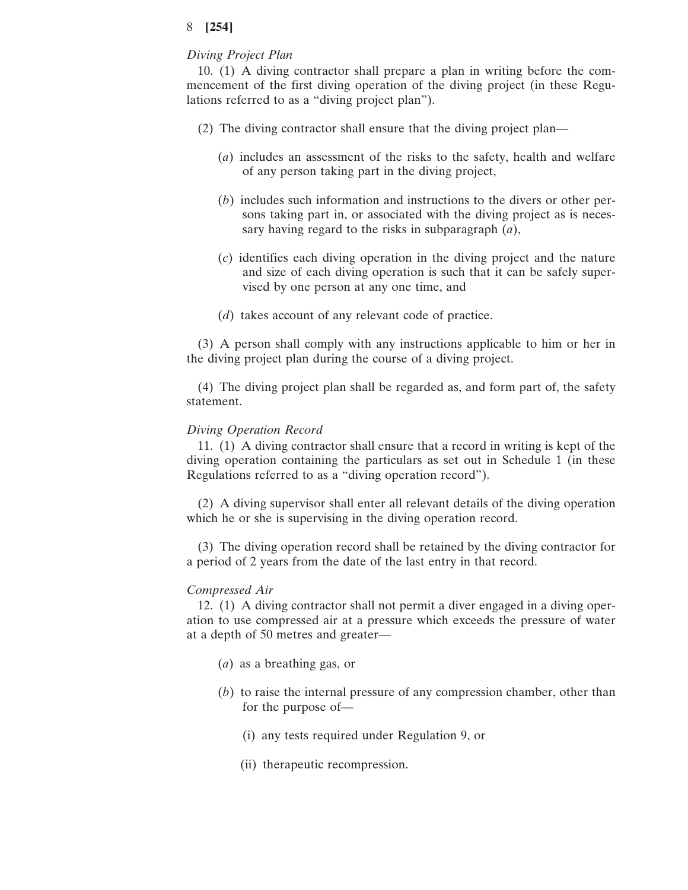*Diving Project Plan*

10. (1) A diving contractor shall prepare a plan in writing before the commencement of the first diving operation of the diving project (in these Regulations referred to as a "diving project plan").

(2) The diving contractor shall ensure that the diving project plan—

(*a*) includes an assessment of the risks to the safety, health and welfare of any person taking part in the diving project,

(*b*) includes such information and instructions to the divers or other persons taking part in, or associated with the diving project as is necessary having regard to the risks in subparagraph (*a*),

(*c*) identifies each diving operation in the diving project and the nature and size of each diving operation is such that it can be safely supervised by one person at any one time, and

(*d*) takes account of any relevant code of practice.

(3) A person shall comply with any instructions applicable to him or her in the diving project plan during the course of a diving project.

(4) The diving project plan shall be regarded as, and form part of, the safety statement.

*Diving Operation Record*

11. (1) A diving contractor shall ensure that a record in writing is kept of the diving operation containing the particulars as set out in Schedule 1 (in these Regulations referred to as a "diving operation record").

(2) A diving supervisor shall enter all relevant details of the diving operation which he or she is supervising in the diving operation record.

(3) The diving operation record shall be retained by the diving contractor for a period of 2 years from the date of the last entry in that record.

*Compressed Air*

12. (1) A diving contractor shall not permit a diver engaged in a diving operation to use compressed air at a pressure which exceeds the pressure of water at a depth of 50 metres and greater—

(*a*) as a breathing gas, or

(*b*) to raise the internal pressure of any compression chamber, other than for the purpose of—

(i) any tests required under Regulation 9, or

(ii) therapeutic recompression.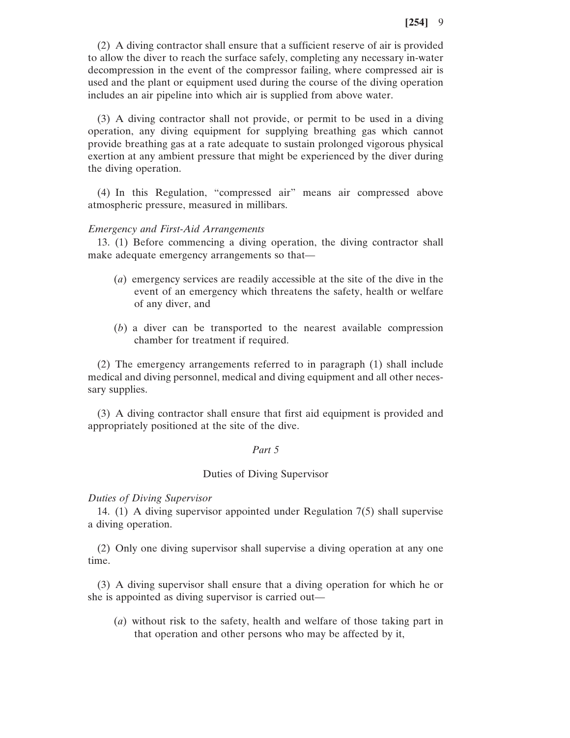(2) A diving contractor shall ensure that a sufficient reserve of air is provided to allow the diver to reach the surface safely, completing any necessary in-water decompression in the event of the compressor failing, where compressed air is used and the plant or equipment used during the course of the diving operation includes an air pipeline into which air is supplied from above water.

(3) A diving contractor shall not provide, or permit to be used in a diving operation, any diving equipment for supplying breathing gas which cannot provide breathing gas at a rate adequate to sustain prolonged vigorous physical exertion at any ambient pressure that might be experienced by the diver during the diving operation.

(4) In this Regulation, "compressed air" means air compressed above atmospheric pressure, measured in millibars.

*Emergency and First-Aid Arrangements*

13. (1) Before commencing a diving operation, the diving contractor shall make adequate emergency arrangements so that—

(*a*) emergency services are readily accessible at the site of the dive in the event of an emergency which threatens the safety, health or welfare of any diver, and

(*b*) a diver can be transported to the nearest available compression chamber for treatment if required.

(2) The emergency arrangements referred to in paragraph (1) shall include medical and diving personnel, medical and diving equipment and all other necessary supplies.

(3) A diving contractor shall ensure that first aid equipment is provided and appropriately positioned at the site of the dive.

## *Part 5*

## Duties of Diving Supervisor

*Duties of Diving Supervisor*

14. (1) A diving supervisor appointed under Regulation 7(5) shall supervise a diving operation.

(2) Only one diving supervisor shall supervise a diving operation at any one time.

(3) A diving supervisor shall ensure that a diving operation for which he or she is appointed as diving supervisor is carried out—

(*a*) without risk to the safety, health and welfare of those taking part in that operation and other persons who may be affected by it,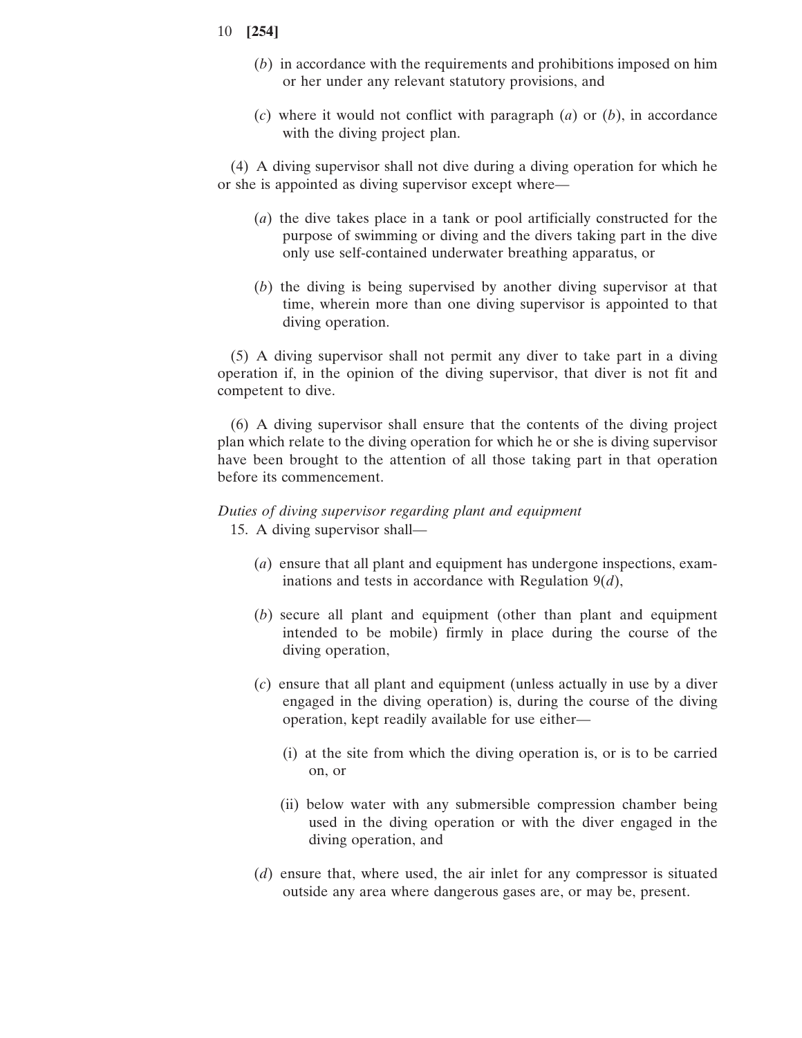(*b*) in accordance with the requirements and prohibitions imposed on him or her under any relevant statutory provisions, and

(*c*) where it would not conflict with paragraph (*a*) or (*b*), in accordance with the diving project plan.

(4) A diving supervisor shall not dive during a diving operation for which he or she is appointed as diving supervisor except where—

(*a*) the dive takes place in a tank or pool artificially constructed for the purpose of swimming or diving and the divers taking part in the dive only use self-contained underwater breathing apparatus, or

(*b*) the diving is being supervised by another diving supervisor at that time, wherein more than one diving supervisor is appointed to that diving operation.

(5) A diving supervisor shall not permit any diver to take part in a diving operation if, in the opinion of the diving supervisor, that diver is not fit and competent to dive.

(6) A diving supervisor shall ensure that the contents of the diving project plan which relate to the diving operation for which he or she is diving supervisor have been brought to the attention of all those taking part in that operation before its commencement.

*Duties of diving supervisor regarding plant and equipment*

15. A diving supervisor shall—

(*a*) ensure that all plant and equipment has undergone inspections, examinations and tests in accordance with Regulation 9(*d*),

(*b*) secure all plant and equipment (other than plant and equipment intended to be mobile) firmly in place during the course of the diving operation,

(*c*) ensure that all plant and equipment (unless actually in use by a diver engaged in the diving operation) is, during the course of the diving operation, kept readily available for use either—

(i) at the site from which the diving operation is, or is to be carried on, or

(ii) below water with any submersible compression chamber being used in the diving operation or with the diver engaged in the diving operation, and

(*d*) ensure that, where used, the air inlet for any compressor is situated outside any area where dangerous gases are, or may be, present.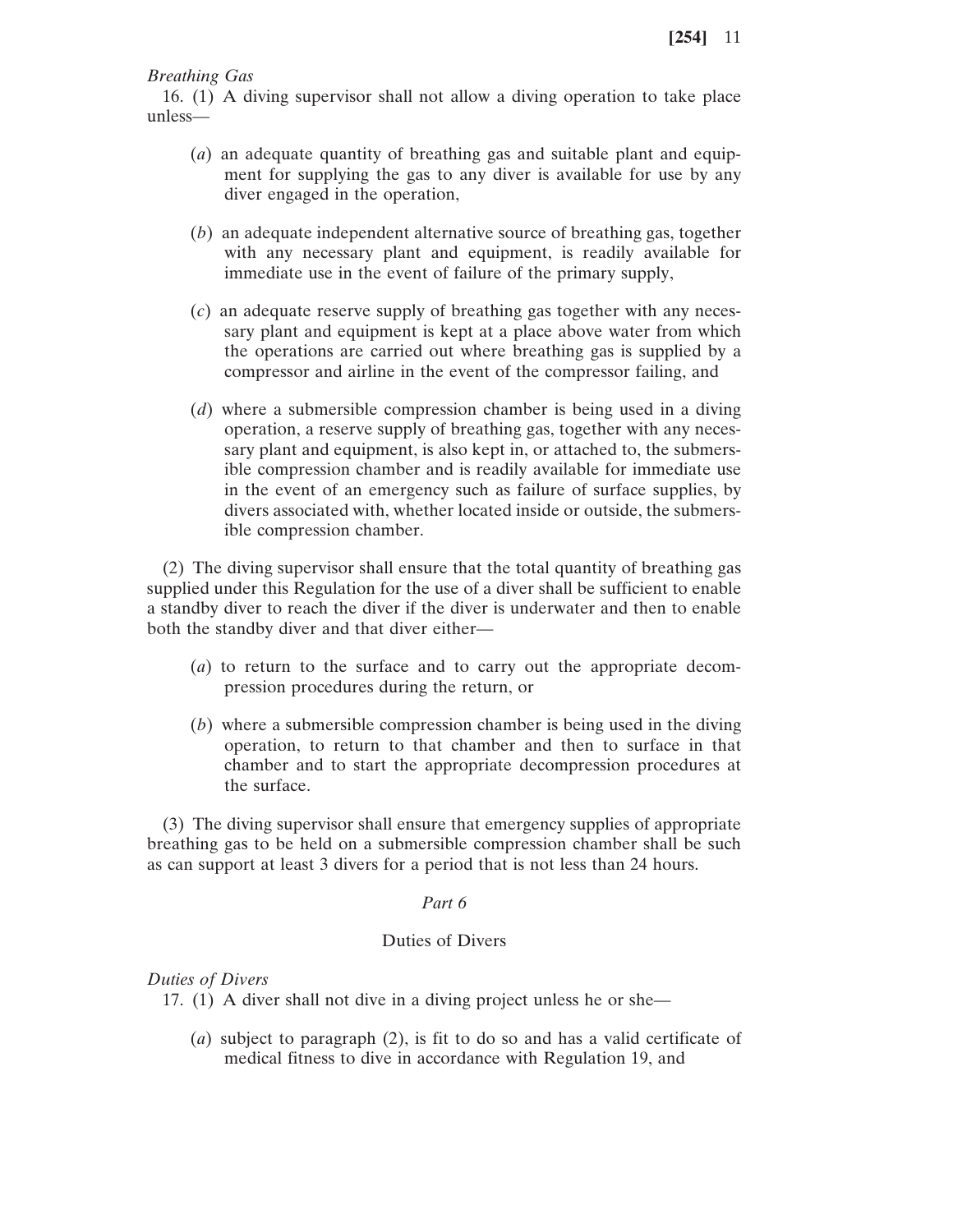*Breathing Gas*

16. (1) A diving supervisor shall not allow a diving operation to take place unless—

(*a*) an adequate quantity of breathing gas and suitable plant and equipment for supplying the gas to any diver is available for use by any diver engaged in the operation,

(*b*) an adequate independent alternative source of breathing gas, together with any necessary plant and equipment, is readily available for immediate use in the event of failure of the primary supply,

(*c*) an adequate reserve supply of breathing gas together with any necessary plant and equipment is kept at a place above water from which the operations are carried out where breathing gas is supplied by a compressor and airline in the event of the compressor failing, and

(*d*) where a submersible compression chamber is being used in a diving operation, a reserve supply of breathing gas, together with any necessary plant and equipment, is also kept in, or attached to, the submersible compression chamber and is readily available for immediate use in the event of an emergency such as failure of surface supplies, by divers associated with, whether located inside or outside, the submersible compression chamber.

(2) The diving supervisor shall ensure that the total quantity of breathing gas supplied under this Regulation for the use of a diver shall be sufficient to enable a standby diver to reach the diver if the diver is underwater and then to enable both the standby diver and that diver either—

(*a*) to return to the surface and to carry out the appropriate decompression procedures during the return, or

(*b*) where a submersible compression chamber is being used in the diving operation, to return to that chamber and then to surface in that chamber and to start the appropriate decompression procedures at the surface.

(3) The diving supervisor shall ensure that emergency supplies of appropriate breathing gas to be held on a submersible compression chamber shall be such as can support at least 3 divers for a period that is not less than 24 hours.

## *Part 6*

## Duties of Divers

*Duties of Divers*

17. (1) A diver shall not dive in a diving project unless he or she—

(*a*) subject to paragraph (2), is fit to do so and has a valid certificate of medical fitness to dive in accordance with Regulation 19, and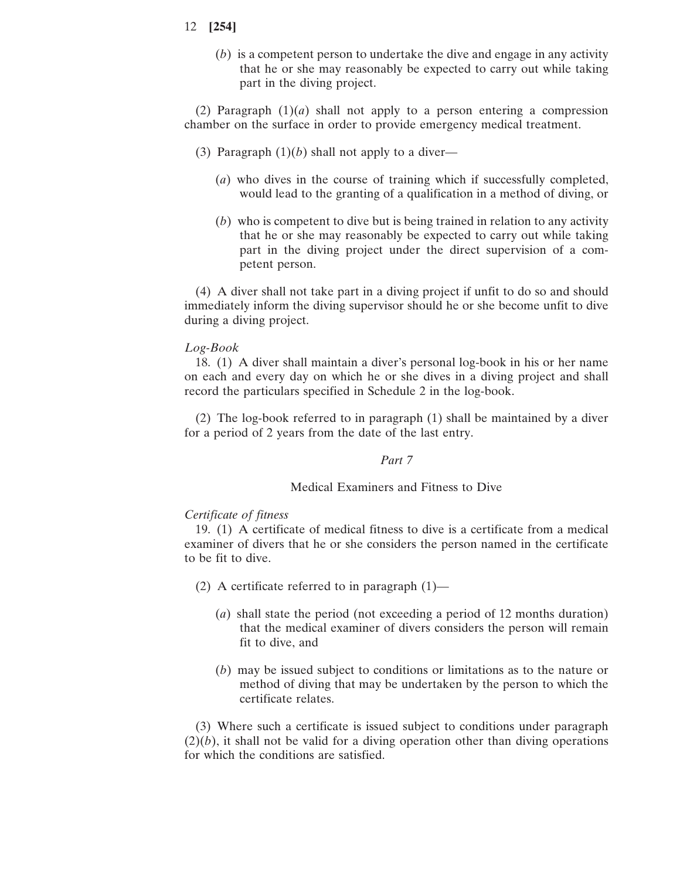(*b*) is a competent person to undertake the dive and engage in any activity that he or she may reasonably be expected to carry out while taking part in the diving project.

(2) Paragraph (1)(*a*) shall not apply to a person entering a compression chamber on the surface in order to provide emergency medical treatment.

(3) Paragraph (1)(*b*) shall not apply to a diver—

(*a*) who dives in the course of training which if successfully completed, would lead to the granting of a qualification in a method of diving, or

(*b*) who is competent to dive but is being trained in relation to any activity that he or she may reasonably be expected to carry out while taking part in the diving project under the direct supervision of a competent person.

(4) A diver shall not take part in a diving project if unfit to do so and should immediately inform the diving supervisor should he or she become unfit to dive during a diving project.

*Log-Book*

18. (1) A diver shall maintain a diver's personal log-book in his or her name on each and every day on which he or she dives in a diving project and shall record the particulars specified in Schedule 2 in the log-book.

(2) The log-book referred to in paragraph (1) shall be maintained by a diver for a period of 2 years from the date of the last entry.

## *Part 7*

## Medical Examiners and Fitness to Dive

*Certificate of fitness*

19. (1) A certificate of medical fitness to dive is a certificate from a medical examiner of divers that he or she considers the person named in the certificate to be fit to dive.

(2) A certificate referred to in paragraph (1)—

(*a*) shall state the period (not exceeding a period of 12 months duration) that the medical examiner of divers considers the person will remain fit to dive, and

(*b*) may be issued subject to conditions or limitations as to the nature or method of diving that may be undertaken by the person to which the certificate relates.

(3) Where such a certificate is issued subject to conditions under paragraph (2)(*b*), it shall not be valid for a diving operation other than diving operations for which the conditions are satisfied.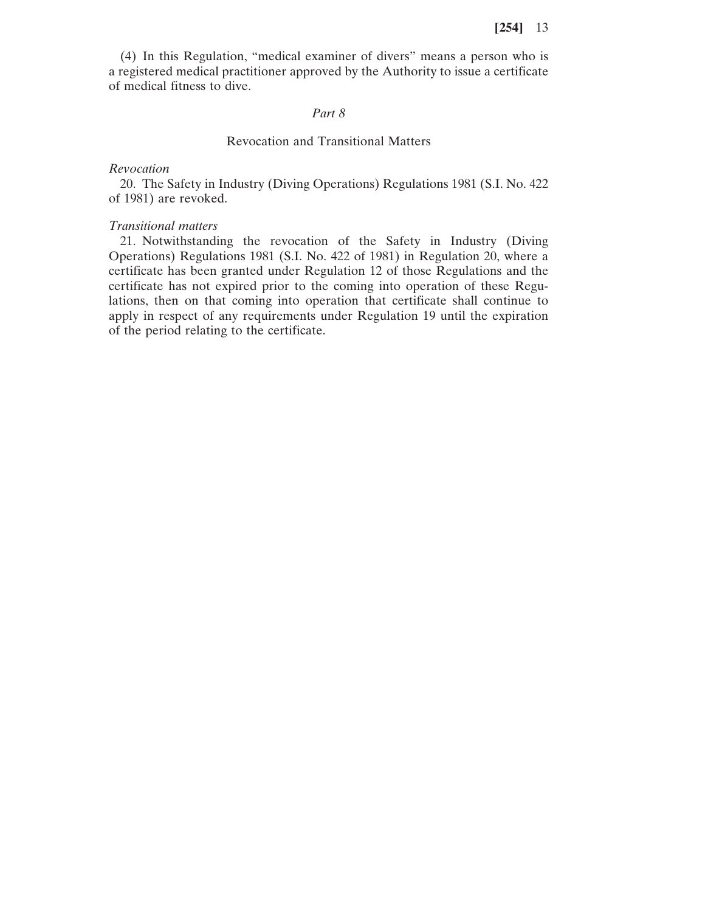(4) In this Regulation, "medical examiner of divers" means a person who is a registered medical practitioner approved by the Authority to issue a certificate of medical fitness to dive.

## *Part 8*

## Revocation and Transitional Matters

*Revocation*

20. The Safety in Industry (Diving Operations) Regulations 1981 (S.I. No. 422 of 1981) are revoked.

*Transitional matters*

21. Notwithstanding the revocation of the Safety in Industry (Diving Operations) Regulations 1981 (S.I. No. 422 of 1981) in Regulation 20, where a certificate has been granted under Regulation 12 of those Regulations and the certificate has not expired prior to the coming into operation of these Regulations, then on that coming into operation that certificate shall continue to apply in respect of any requirements under Regulation 19 until the expiration of the period relating to the certificate.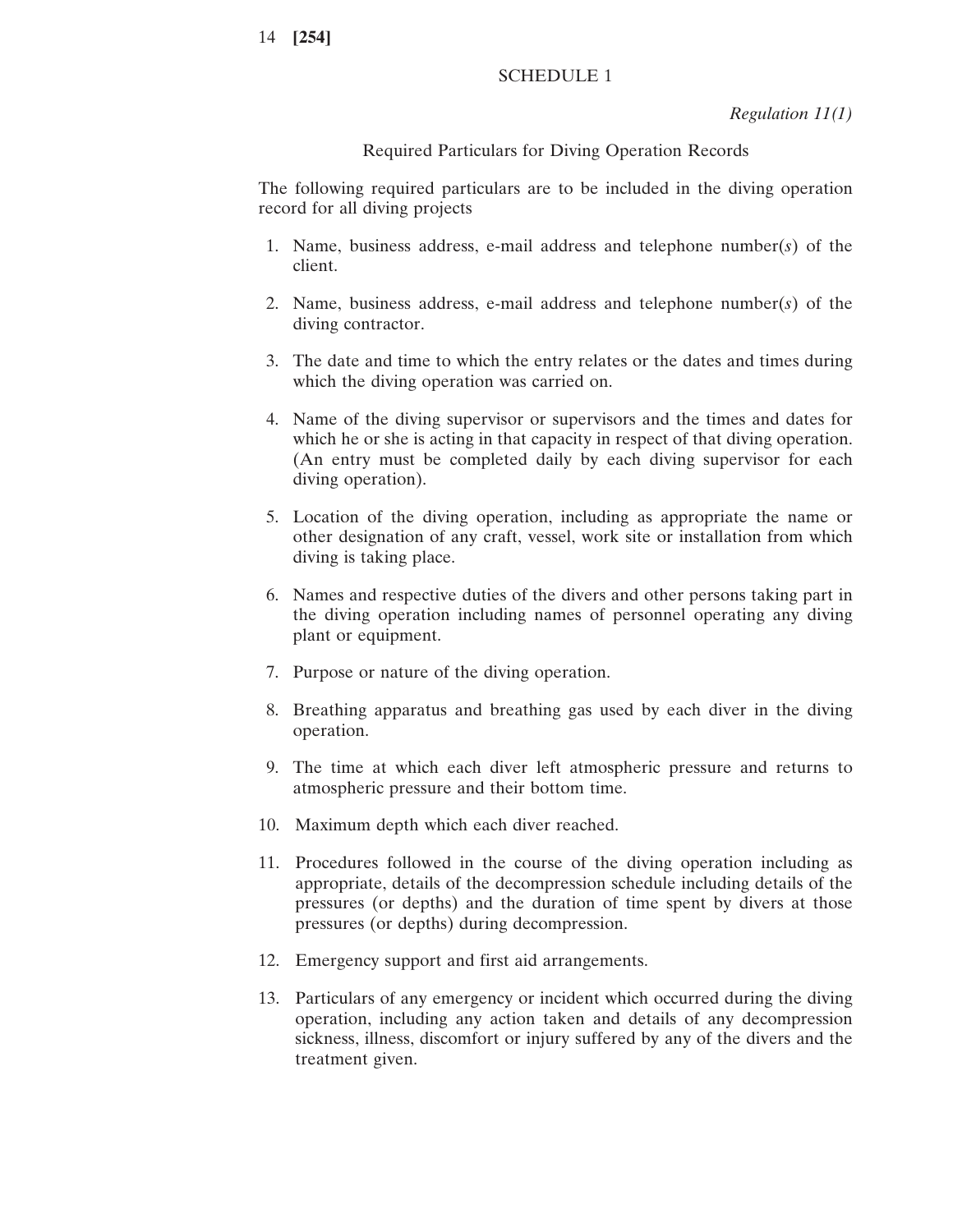# SCHEDULE 1

*Regulation 11(1)*

## Required Particulars for Diving Operation Records

The following required particulars are to be included in the diving operation record for all diving projects

1. Name, business address, e-mail address and telephone number(*s*) of the client.
2. Name, business address, e-mail address and telephone number(*s*) of the diving contractor.
3. The date and time to which the entry relates or the dates and times during which the diving operation was carried on.
4. Name of the diving supervisor or supervisors and the times and dates for which he or she is acting in that capacity in respect of that diving operation. (An entry must be completed daily by each diving supervisor for each diving operation).
5. Location of the diving operation, including as appropriate the name or other designation of any craft, vessel, work site or installation from which diving is taking place.
6. Names and respective duties of the divers and other persons taking part in the diving operation including names of personnel operating any diving plant or equipment.
7. Purpose or nature of the diving operation.
8. Breathing apparatus and breathing gas used by each diver in the diving operation.
9. The time at which each diver left atmospheric pressure and returns to atmospheric pressure and their bottom time.
10. Maximum depth which each diver reached.
11. Procedures followed in the course of the diving operation including as appropriate, details of the decompression schedule including details of the pressures (or depths) and the duration of time spent by divers at those pressures (or depths) during decompression.
12. Emergency support and first aid arrangements.
13. Particulars of any emergency or incident which occurred during the diving operation, including any action taken and details of any decompression sickness, illness, discomfort or injury suffered by any of the divers and the treatment given.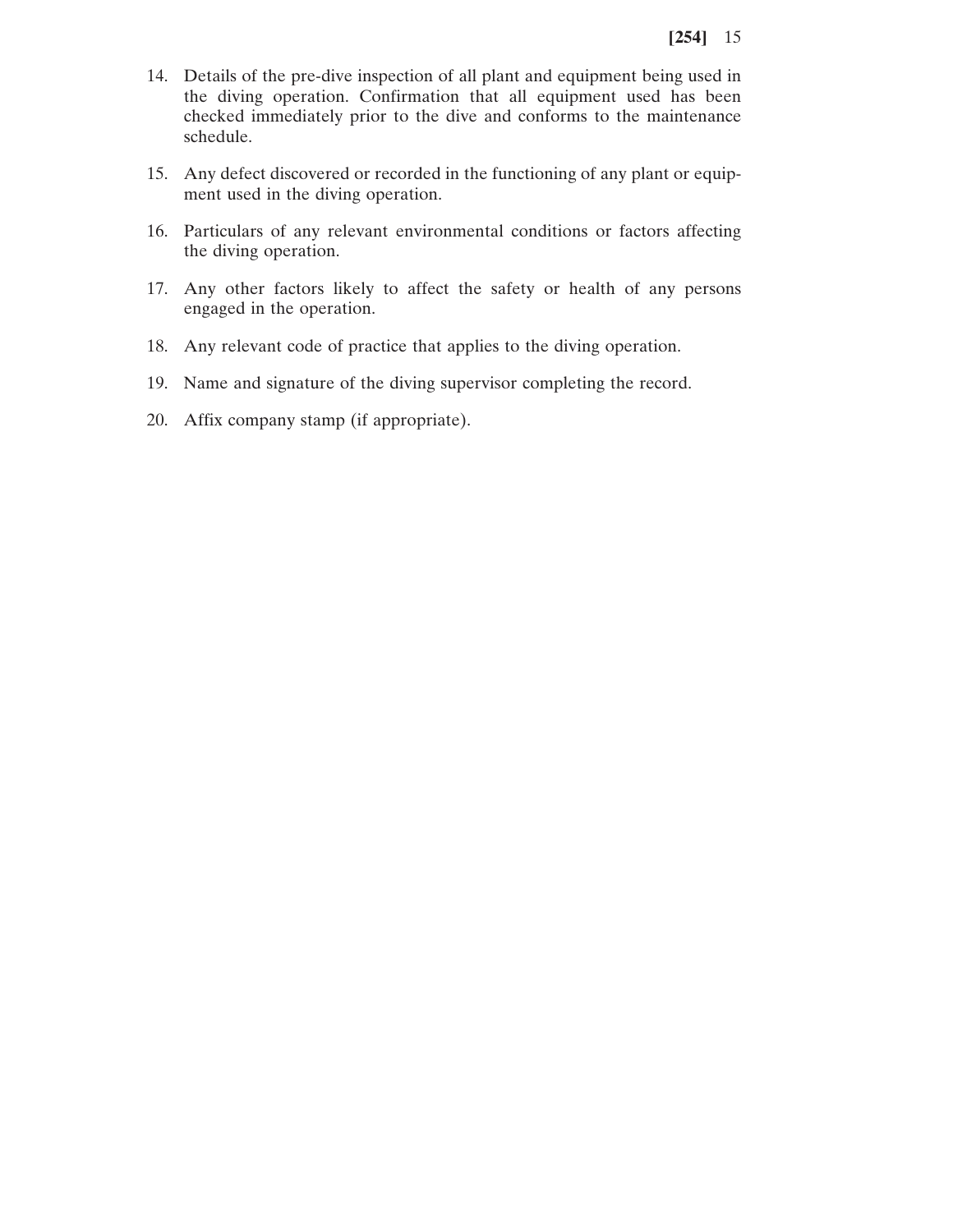14. Details of the pre-dive inspection of all plant and equipment being used in the diving operation. Confirmation that all equipment used has been checked immediately prior to the dive and conforms to the maintenance schedule.

15. Any defect discovered or recorded in the functioning of any plant or equipment used in the diving operation.

16. Particulars of any relevant environmental conditions or factors affecting the diving operation.

17. Any other factors likely to affect the safety or health of any persons engaged in the operation.

18. Any relevant code of practice that applies to the diving operation.

19. Name and signature of the diving supervisor completing the record.

20. Affix company stamp (if appropriate).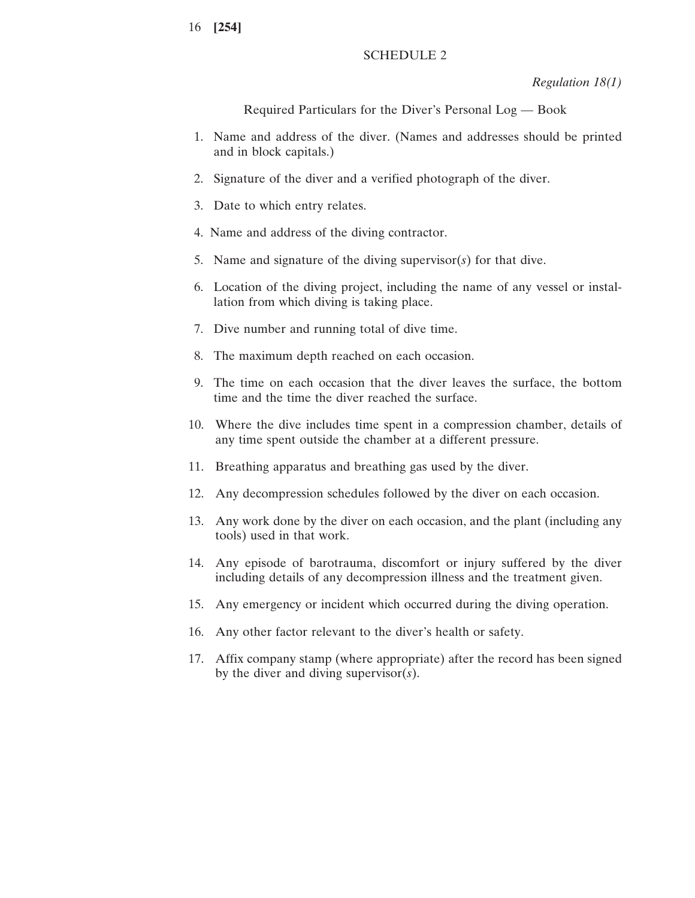# SCHEDULE 2

*Regulation 18(1)*

Required Particulars for the Diver's Personal Log — Book

1. Name and address of the diver. (Names and addresses should be printed and in block capitals.)
2. Signature of the diver and a verified photograph of the diver.
3. Date to which entry relates.
4. Name and address of the diving contractor.
5. Name and signature of the diving supervisor(*s*) for that dive.
6. Location of the diving project, including the name of any vessel or installation from which diving is taking place.
7. Dive number and running total of dive time.
8. The maximum depth reached on each occasion.
9. The time on each occasion that the diver leaves the surface, the bottom time and the time the diver reached the surface.
10. Where the dive includes time spent in a compression chamber, details of any time spent outside the chamber at a different pressure.
11. Breathing apparatus and breathing gas used by the diver.
12. Any decompression schedules followed by the diver on each occasion.
13. Any work done by the diver on each occasion, and the plant (including any tools) used in that work.
14. Any episode of barotrauma, discomfort or injury suffered by the diver including details of any decompression illness and the treatment given.
15. Any emergency or incident which occurred during the diving operation.
16. Any other factor relevant to the diver's health or safety.
17. Affix company stamp (where appropriate) after the record has been signed by the diver and diving supervisor(*s*).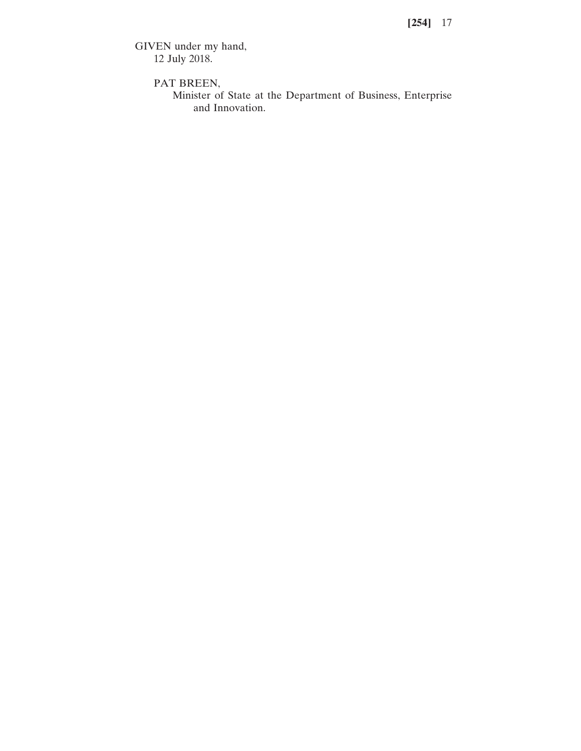GIVEN under my hand,
12 July 2018.

PAT BREEN,
Minister of State at the Department of Business, Enterprise and Innovation.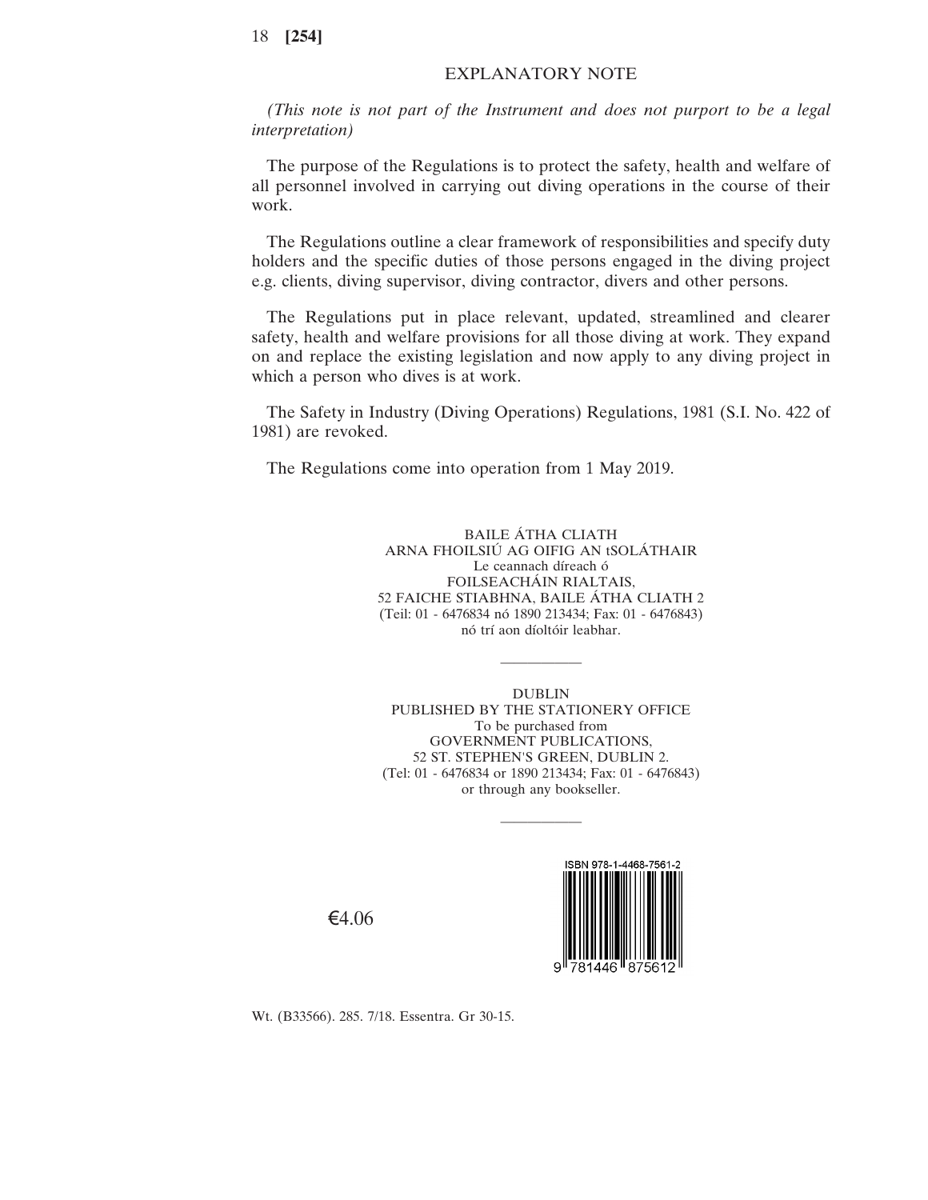## EXPLANATORY NOTE

*(This note is not part of the Instrument and does not purport to be a legal interpretation)*

The purpose of the Regulations is to protect the safety, health and welfare of all personnel involved in carrying out diving operations in the course of their work.

The Regulations outline a clear framework of responsibilities and specify duty holders and the specific duties of those persons engaged in the diving project e.g. clients, diving supervisor, diving contractor, divers and other persons.

The Regulations put in place relevant, updated, streamlined and clearer safety, health and welfare provisions for all those diving at work. They expand on and replace the existing legislation and now apply to any diving project in which a person who dives is at work.

The Safety in Industry (Diving Operations) Regulations, 1981 (S.I. No. 422 of 1981) are revoked.

The Regulations come into operation from 1 May 2019.

BAILE ÁTHA CLIATH
ARNA FHOILSIÚ AG OIFIG AN tSOLÁTHAIR
Le ceannach díreach ó
FOILSEACHÁIN RIALTAIS,
52 FAICHE STIABHNA, BAILE ÁTHA CLIATH 2
(Teil: 01 - 6476834 nó 1890 213434; Fax: 01 - 6476843)
nó trí aon díoltóir leabhar.

---

DUBLIN
PUBLISHED BY THE STATIONERY OFFICE
To be purchased from
GOVERNMENT PUBLICATIONS,
52 ST. STEPHEN'S GREEN, DUBLIN 2.
(Tel: 01 - 6476834 or 1890 213434; Fax: 01 - 6476843)
or through any bookseller.

---

€4.06

ISBN 978-1-4468-7561-2

9 781446 875612

Wt. (B33566). 285. 7/18. Essentra. Gr 30-15.